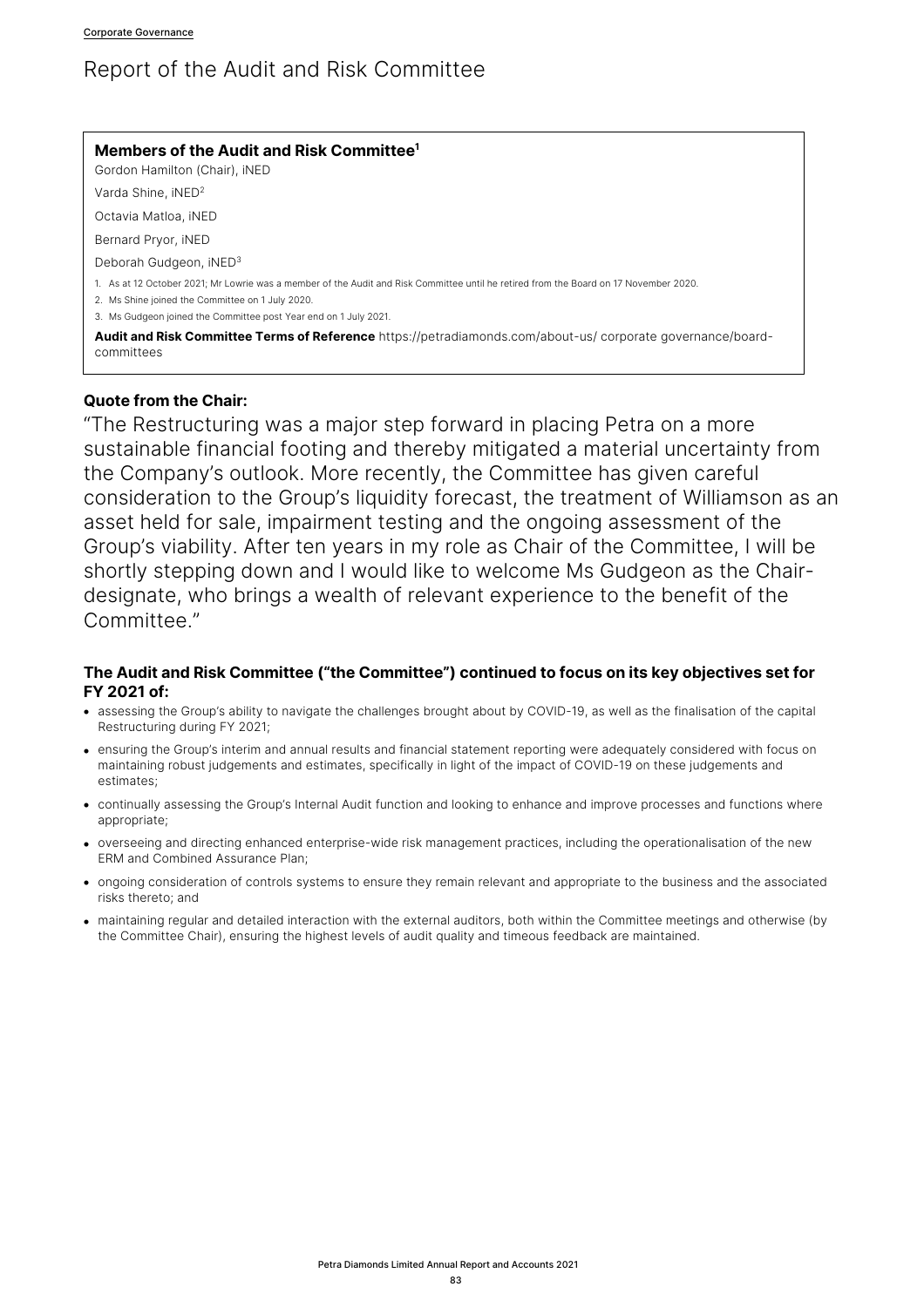# Report of the Audit and Risk Committee

**Members of the Audit and Risk Committee**[1]

Gordon Hamilton (Chair), iNED

Varda Shine, iNED[2]

Octavia Matloa, iNED

Bernard Pryor, iNED

Deborah Gudgeon, iNED[3]

1. As at 12 October 2021; Mr Lowrie was a member of the Audit and Risk Committee until he retired from the Board on 17 November 2020.
2. Ms Shine joined the Committee on 1 July 2020.
3. Ms Gudgeon joined the Committee post Year end on 1 July 2021.

**Audit and Risk Committee Terms of Reference** https://petradiamonds.com/about-us/ corporate governance/board-committees

**Quote from the Chair:**

"The Restructuring was a major step forward in placing Petra on a more sustainable financial footing and thereby mitigated a material uncertainty from the Company's outlook. More recently, the Committee has given careful consideration to the Group's liquidity forecast, the treatment of Williamson as an asset held for sale, impairment testing and the ongoing assessment of the Group's viability. After ten years in my role as Chair of the Committee, I will be shortly stepping down and I would like to welcome Ms Gudgeon as the Chair-designate, who brings a wealth of relevant experience to the benefit of the Committee."

**The Audit and Risk Committee ("the Committee") continued to focus on its key objectives set for FY 2021 of:**

- assessing the Group's ability to navigate the challenges brought about by COVID-19, as well as the finalisation of the capital Restructuring during FY 2021;
- ensuring the Group's interim and annual results and financial statement reporting were adequately considered with focus on maintaining robust judgements and estimates, specifically in light of the impact of COVID-19 on these judgements and estimates;
- continually assessing the Group's Internal Audit function and looking to enhance and improve processes and functions where appropriate;
- overseeing and directing enhanced enterprise-wide risk management practices, including the operationalisation of the new ERM and Combined Assurance Plan;
- ongoing consideration of controls systems to ensure they remain relevant and appropriate to the business and the associated risks thereto; and
- maintaining regular and detailed interaction with the external auditors, both within the Committee meetings and otherwise (by the Committee Chair), ensuring the highest levels of audit quality and timeous feedback are maintained.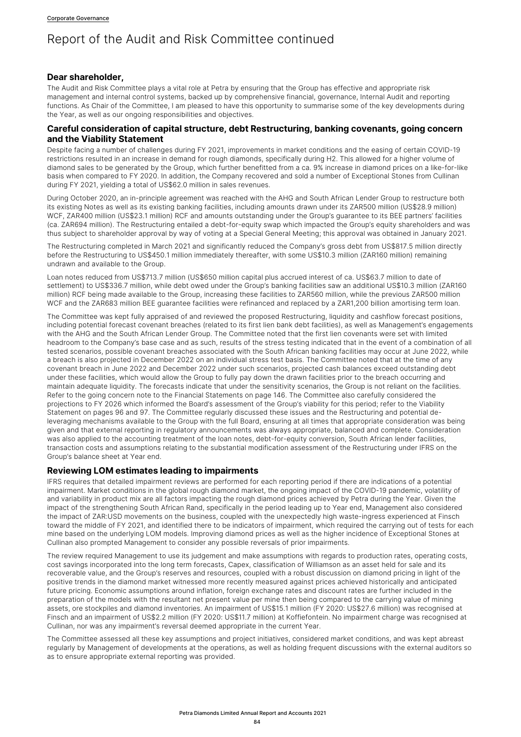# Report of the Audit and Risk Committee continued

## Dear shareholder,

The Audit and Risk Committee plays a vital role at Petra by ensuring that the Group has effective and appropriate risk management and internal control systems, backed up by comprehensive financial, governance, Internal Audit and reporting functions. As Chair of the Committee, I am pleased to have this opportunity to summarise some of the key developments during the Year, as well as our ongoing responsibilities and objectives.

## Careful consideration of capital structure, debt Restructuring, banking covenants, going concern and the Viability Statement

Despite facing a number of challenges during FY 2021, improvements in market conditions and the easing of certain COVID-19 restrictions resulted in an increase in demand for rough diamonds, specifically during H2. This allowed for a higher volume of diamond sales to be generated by the Group, which further benefitted from a ca. 9% increase in diamond prices on a like-for-like basis when compared to FY 2020. In addition, the Company recovered and sold a number of Exceptional Stones from Cullinan during FY 2021, yielding a total of US$62.0 million in sales revenues.

During October 2020, an in-principle agreement was reached with the AHG and South African Lender Group to restructure both its existing Notes as well as its existing banking facilities, including amounts drawn under its ZAR500 million (US$28.9 million) WCF, ZAR400 million (US$23.1 million) RCF and amounts outstanding under the Group's guarantee to its BEE partners' facilities (ca. ZAR694 million). The Restructuring entailed a debt-for-equity swap which impacted the Group's equity shareholders and was thus subject to shareholder approval by way of voting at a Special General Meeting; this approval was obtained in January 2021.

The Restructuring completed in March 2021 and significantly reduced the Company's gross debt from US$817.5 million directly before the Restructuring to US$450.1 million immediately thereafter, with some US$10.3 million (ZAR160 million) remaining undrawn and available to the Group.

Loan notes reduced from US$713.7 million (US$650 million capital plus accrued interest of ca. US$63.7 million to date of settlement) to US$336.7 million, while debt owed under the Group's banking facilities saw an additional US$10.3 million (ZAR160 million) RCF being made available to the Group, increasing these facilities to ZAR560 million, while the previous ZAR500 million WCF and the ZAR683 million BEE guarantee facilities were refinanced and replaced by a ZAR1,200 billion amortising term loan.

The Committee was kept fully appraised of and reviewed the proposed Restructuring, liquidity and cashflow forecast positions, including potential forecast covenant breaches (related to its first lien bank debt facilities), as well as Management's engagements with the AHG and the South African Lender Group. The Committee noted that the first lien covenants were set with limited headroom to the Company's base case and as such, results of the stress testing indicated that in the event of a combination of all tested scenarios, possible covenant breaches associated with the South African banking facilities may occur at June 2022, while a breach is also projected in December 2022 on an individual stress test basis. The Committee noted that at the time of any covenant breach in June 2022 and December 2022 under such scenarios, projected cash balances exceed outstanding debt under these facilities, which would allow the Group to fully pay down the drawn facilities prior to the breach occurring and maintain adequate liquidity. The forecasts indicate that under the sensitivity scenarios, the Group is not reliant on the facilities. Refer to the going concern note to the Financial Statements on page 146. The Committee also carefully considered the projections to FY 2026 which informed the Board's assessment of the Group's viability for this period; refer to the Viability Statement on pages 96 and 97. The Committee regularly discussed these issues and the Restructuring and potential de-leveraging mechanisms available to the Group with the full Board, ensuring at all times that appropriate consideration was being given and that external reporting in regulatory announcements was always appropriate, balanced and complete. Consideration was also applied to the accounting treatment of the loan notes, debt-for-equity conversion, South African lender facilities, transaction costs and assumptions relating to the substantial modification assessment of the Restructuring under IFRS on the Group's balance sheet at Year end.

## Reviewing LOM estimates leading to impairments

IFRS requires that detailed impairment reviews are performed for each reporting period if there are indications of a potential impairment. Market conditions in the global rough diamond market, the ongoing impact of the COVID-19 pandemic, volatility of and variability in product mix are all factors impacting the rough diamond prices achieved by Petra during the Year. Given the impact of the strengthening South African Rand, specifically in the period leading up to Year end, Management also considered the impact of ZAR:USD movements on the business, coupled with the unexpectedly high waste-ingress experienced at Finsch toward the middle of FY 2021, and identified there to be indicators of impairment, which required the carrying out of tests for each mine based on the underlying LOM models. Improving diamond prices as well as the higher incidence of Exceptional Stones at Cullinan also prompted Management to consider any possible reversals of prior impairments.

The review required Management to use its judgement and make assumptions with regards to production rates, operating costs, cost savings incorporated into the long term forecasts, Capex, classification of Williamson as an asset held for sale and its recoverable value, and the Group's reserves and resources, coupled with a robust discussion on diamond pricing in light of the positive trends in the diamond market witnessed more recently measured against prices achieved historically and anticipated future pricing. Economic assumptions around inflation, foreign exchange rates and discount rates are further included in the preparation of the models with the resultant net present value per mine then being compared to the carrying value of mining assets, ore stockpiles and diamond inventories. An impairment of US$15.1 million (FY 2020: US$27.6 million) was recognised at Finsch and an impairment of US$2.2 million (FY 2020: US$11.7 million) at Koffiefontein. No impairment charge was recognised at Cullinan, nor was any impairment's reversal deemed appropriate in the current Year.

The Committee assessed all these key assumptions and project initiatives, considered market conditions, and was kept abreast regularly by Management of developments at the operations, as well as holding frequent discussions with the external auditors so as to ensure appropriate external reporting was provided.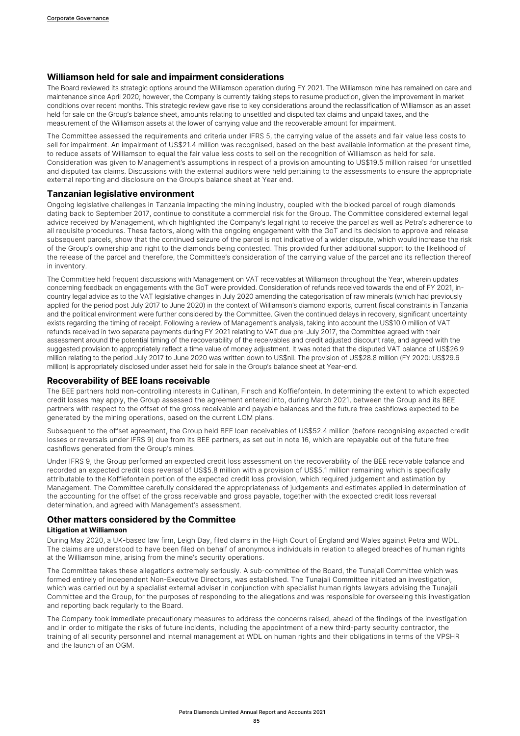## Williamson held for sale and impairment considerations

The Board reviewed its strategic options around the Williamson operation during FY 2021. The Williamson mine has remained on care and maintenance since April 2020; however, the Company is currently taking steps to resume production, given the improvement in market conditions over recent months. This strategic review gave rise to key considerations around the reclassification of Williamson as an asset held for sale on the Group's balance sheet, amounts relating to unsettled and disputed tax claims and unpaid taxes, and the measurement of the Williamson assets at the lower of carrying value and the recoverable amount for impairment.

The Committee assessed the requirements and criteria under IFRS 5, the carrying value of the assets and fair value less costs to sell for impairment. An impairment of US$21.4 million was recognised, based on the best available information at the present time, to reduce assets of Williamson to equal the fair value less costs to sell on the recognition of Williamson as held for sale. Consideration was given to Management's assumptions in respect of a provision amounting to US$19.5 million raised for unsettled and disputed tax claims. Discussions with the external auditors were held pertaining to the assessments to ensure the appropriate external reporting and disclosure on the Group's balance sheet at Year end.

## Tanzanian legislative environment

Ongoing legislative challenges in Tanzania impacting the mining industry, coupled with the blocked parcel of rough diamonds dating back to September 2017, continue to constitute a commercial risk for the Group. The Committee considered external legal advice received by Management, which highlighted the Company's legal right to receive the parcel as well as Petra's adherence to all requisite procedures. These factors, along with the ongoing engagement with the GoT and its decision to approve and release subsequent parcels, show that the continued seizure of the parcel is not indicative of a wider dispute, which would increase the risk of the Group's ownership and right to the diamonds being contested. This provided further additional support to the likelihood of the release of the parcel and therefore, the Committee's consideration of the carrying value of the parcel and its reflection thereof in inventory.

The Committee held frequent discussions with Management on VAT receivables at Williamson throughout the Year, wherein updates concerning feedback on engagements with the GoT were provided. Consideration of refunds received towards the end of FY 2021, in-country legal advice as to the VAT legislative changes in July 2020 amending the categorisation of raw minerals (which had previously applied for the period post July 2017 to June 2020) in the context of Williamson's diamond exports, current fiscal constraints in Tanzania and the political environment were further considered by the Committee. Given the continued delays in recovery, significant uncertainty exists regarding the timing of receipt. Following a review of Management's analysis, taking into account the US$10.0 million of VAT refunds received in two separate payments during FY 2021 relating to VAT due pre-July 2017, the Committee agreed with their assessment around the potential timing of the recoverability of the receivables and credit adjusted discount rate, and agreed with the suggested provision to appropriately reflect a time value of money adjustment. It was noted that the disputed VAT balance of US$26.9 million relating to the period July 2017 to June 2020 was written down to US$nil. The provision of US$28.8 million (FY 2020: US$29.6 million) is appropriately disclosed under asset held for sale in the Group's balance sheet at Year-end.

## Recoverability of BEE loans receivable

The BEE partners hold non-controlling interests in Cullinan, Finsch and Koffiefontein. In determining the extent to which expected credit losses may apply, the Group assessed the agreement entered into, during March 2021, between the Group and its BEE partners with respect to the offset of the gross receivable and payable balances and the future free cashflows expected to be generated by the mining operations, based on the current LOM plans.

Subsequent to the offset agreement, the Group held BEE loan receivables of US$52.4 million (before recognising expected credit losses or reversals under IFRS 9) due from its BEE partners, as set out in note 16, which are repayable out of the future free cashflows generated from the Group's mines.

Under IFRS 9, the Group performed an expected credit loss assessment on the recoverability of the BEE receivable balance and recorded an expected credit loss reversal of US$5.8 million with a provision of US$5.1 million remaining which is specifically attributable to the Koffiefontein portion of the expected credit loss provision, which required judgement and estimation by Management. The Committee carefully considered the appropriateness of judgements and estimates applied in determination of the accounting for the offset of the gross receivable and gross payable, together with the expected credit loss reversal determination, and agreed with Management's assessment.

## Other matters considered by the Committee

### Litigation at Williamson

During May 2020, a UK-based law firm, Leigh Day, filed claims in the High Court of England and Wales against Petra and WDL. The claims are understood to have been filed on behalf of anonymous individuals in relation to alleged breaches of human rights at the Williamson mine, arising from the mine's security operations.

The Committee takes these allegations extremely seriously. A sub-committee of the Board, the Tunajali Committee which was formed entirely of independent Non-Executive Directors, was established. The Tunajali Committee initiated an investigation, which was carried out by a specialist external adviser in conjunction with specialist human rights lawyers advising the Tunajali Committee and the Group, for the purposes of responding to the allegations and was responsible for overseeing this investigation and reporting back regularly to the Board.

The Company took immediate precautionary measures to address the concerns raised, ahead of the findings of the investigation and in order to mitigate the risks of future incidents, including the appointment of a new third-party security contractor, the training of all security personnel and internal management at WDL on human rights and their obligations in terms of the VPSHR and the launch of an OGM.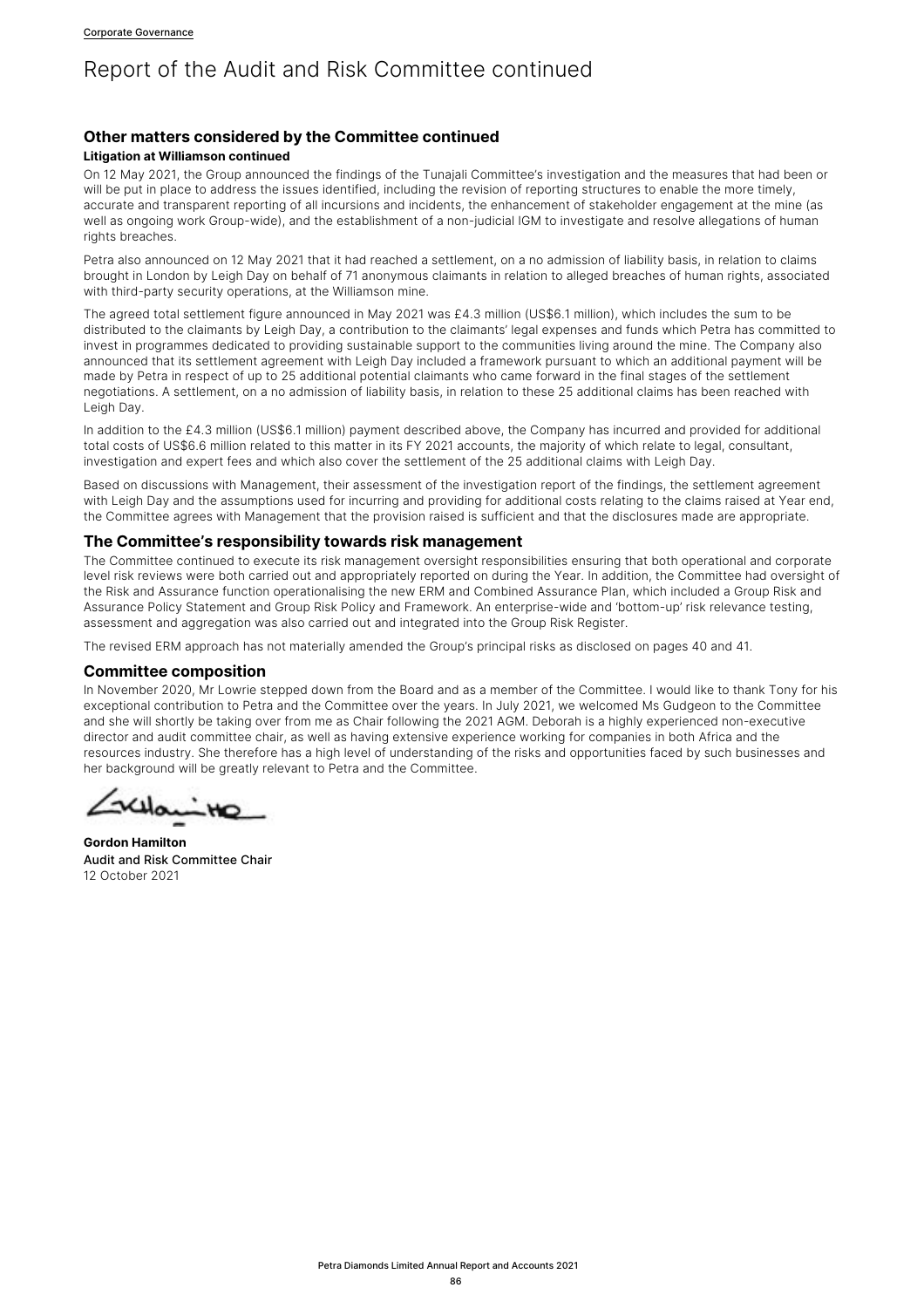# Report of the Audit and Risk Committee continued

## Other matters considered by the Committee continued

### Litigation at Williamson continued

On 12 May 2021, the Group announced the findings of the Tunajali Committee's investigation and the measures that had been or will be put in place to address the issues identified, including the revision of reporting structures to enable the more timely, accurate and transparent reporting of all incursions and incidents, the enhancement of stakeholder engagement at the mine (as well as ongoing work Group-wide), and the establishment of a non-judicial IGM to investigate and resolve allegations of human rights breaches.

Petra also announced on 12 May 2021 that it had reached a settlement, on a no admission of liability basis, in relation to claims brought in London by Leigh Day on behalf of 71 anonymous claimants in relation to alleged breaches of human rights, associated with third-party security operations, at the Williamson mine.

The agreed total settlement figure announced in May 2021 was £4.3 million (US$6.1 million), which includes the sum to be distributed to the claimants by Leigh Day, a contribution to the claimants' legal expenses and funds which Petra has committed to invest in programmes dedicated to providing sustainable support to the communities living around the mine. The Company also announced that its settlement agreement with Leigh Day included a framework pursuant to which an additional payment will be made by Petra in respect of up to 25 additional potential claimants who came forward in the final stages of the settlement negotiations. A settlement, on a no admission of liability basis, in relation to these 25 additional claims has been reached with Leigh Day.

In addition to the £4.3 million (US$6.1 million) payment described above, the Company has incurred and provided for additional total costs of US$6.6 million related to this matter in its FY 2021 accounts, the majority of which relate to legal, consultant, investigation and expert fees and which also cover the settlement of the 25 additional claims with Leigh Day.

Based on discussions with Management, their assessment of the investigation report of the findings, the settlement agreement with Leigh Day and the assumptions used for incurring and providing for additional costs relating to the claims raised at Year end, the Committee agrees with Management that the provision raised is sufficient and that the disclosures made are appropriate.

## The Committee's responsibility towards risk management

The Committee continued to execute its risk management oversight responsibilities ensuring that both operational and corporate level risk reviews were both carried out and appropriately reported on during the Year. In addition, the Committee had oversight of the Risk and Assurance function operationalising the new ERM and Combined Assurance Plan, which included a Group Risk and Assurance Policy Statement and Group Risk Policy and Framework. An enterprise-wide and 'bottom-up' risk relevance testing, assessment and aggregation was also carried out and integrated into the Group Risk Register.

The revised ERM approach has not materially amended the Group's principal risks as disclosed on pages 40 and 41.

## Committee composition

In November 2020, Mr Lowrie stepped down from the Board and as a member of the Committee. I would like to thank Tony for his exceptional contribution to Petra and the Committee over the years. In July 2021, we welcomed Ms Gudgeon to the Committee and she will shortly be taking over from me as Chair following the 2021 AGM. Deborah is a highly experienced non-executive director and audit committee chair, as well as having extensive experience working for companies in both Africa and the resources industry. She therefore has a high level of understanding of the risks and opportunities faced by such businesses and her background will be greatly relevant to Petra and the Committee.

**Gordon Hamilton**
Audit and Risk Committee Chair
12 October 2021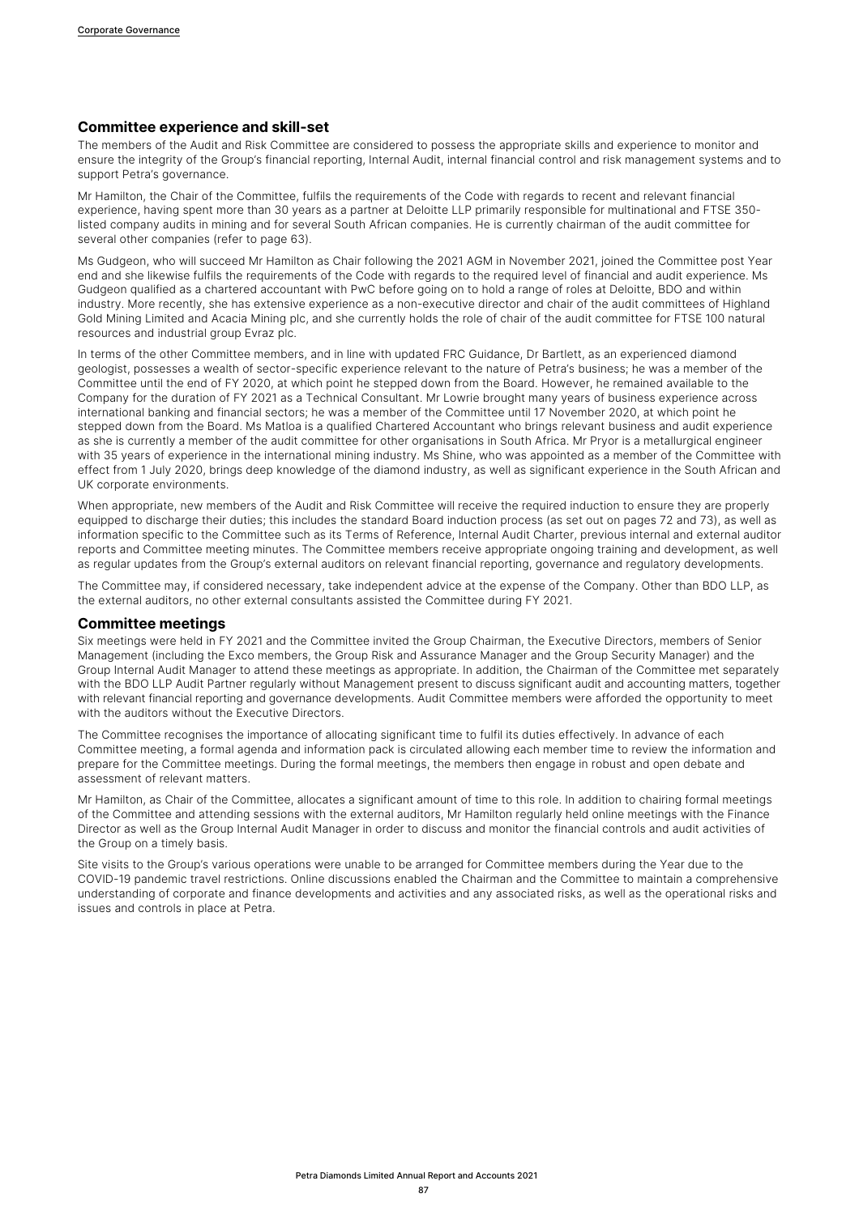## Committee experience and skill-set

The members of the Audit and Risk Committee are considered to possess the appropriate skills and experience to monitor and ensure the integrity of the Group's financial reporting, Internal Audit, internal financial control and risk management systems and to support Petra's governance.

Mr Hamilton, the Chair of the Committee, fulfils the requirements of the Code with regards to recent and relevant financial experience, having spent more than 30 years as a partner at Deloitte LLP primarily responsible for multinational and FTSE 350-listed company audits in mining and for several South African companies. He is currently chairman of the audit committee for several other companies (refer to page 63).

Ms Gudgeon, who will succeed Mr Hamilton as Chair following the 2021 AGM in November 2021, joined the Committee post Year end and she likewise fulfils the requirements of the Code with regards to the required level of financial and audit experience. Ms Gudgeon qualified as a chartered accountant with PwC before going on to hold a range of roles at Deloitte, BDO and within industry. More recently, she has extensive experience as a non-executive director and chair of the audit committees of Highland Gold Mining Limited and Acacia Mining plc, and she currently holds the role of chair of the audit committee for FTSE 100 natural resources and industrial group Evraz plc.

In terms of the other Committee members, and in line with updated FRC Guidance, Dr Bartlett, as an experienced diamond geologist, possesses a wealth of sector-specific experience relevant to the nature of Petra's business; he was a member of the Committee until the end of FY 2020, at which point he stepped down from the Board. However, he remained available to the Company for the duration of FY 2021 as a Technical Consultant. Mr Lowrie brought many years of business experience across international banking and financial sectors; he was a member of the Committee until 17 November 2020, at which point he stepped down from the Board. Ms Matloa is a qualified Chartered Accountant who brings relevant business and audit experience as she is currently a member of the audit committee for other organisations in South Africa. Mr Pryor is a metallurgical engineer with 35 years of experience in the international mining industry. Ms Shine, who was appointed as a member of the Committee with effect from 1 July 2020, brings deep knowledge of the diamond industry, as well as significant experience in the South African and UK corporate environments.

When appropriate, new members of the Audit and Risk Committee will receive the required induction to ensure they are properly equipped to discharge their duties; this includes the standard Board induction process (as set out on pages 72 and 73), as well as information specific to the Committee such as its Terms of Reference, Internal Audit Charter, previous internal and external auditor reports and Committee meeting minutes. The Committee members receive appropriate ongoing training and development, as well as regular updates from the Group's external auditors on relevant financial reporting, governance and regulatory developments.

The Committee may, if considered necessary, take independent advice at the expense of the Company. Other than BDO LLP, as the external auditors, no other external consultants assisted the Committee during FY 2021.

## Committee meetings

Six meetings were held in FY 2021 and the Committee invited the Group Chairman, the Executive Directors, members of Senior Management (including the Exco members, the Group Risk and Assurance Manager and the Group Security Manager) and the Group Internal Audit Manager to attend these meetings as appropriate. In addition, the Chairman of the Committee met separately with the BDO LLP Audit Partner regularly without Management present to discuss significant audit and accounting matters, together with relevant financial reporting and governance developments. Audit Committee members were afforded the opportunity to meet with the auditors without the Executive Directors.

The Committee recognises the importance of allocating significant time to fulfil its duties effectively. In advance of each Committee meeting, a formal agenda and information pack is circulated allowing each member time to review the information and prepare for the Committee meetings. During the formal meetings, the members then engage in robust and open debate and assessment of relevant matters.

Mr Hamilton, as Chair of the Committee, allocates a significant amount of time to this role. In addition to chairing formal meetings of the Committee and attending sessions with the external auditors, Mr Hamilton regularly held online meetings with the Finance Director as well as the Group Internal Audit Manager in order to discuss and monitor the financial controls and audit activities of the Group on a timely basis.

Site visits to the Group's various operations were unable to be arranged for Committee members during the Year due to the COVID-19 pandemic travel restrictions. Online discussions enabled the Chairman and the Committee to maintain a comprehensive understanding of corporate and finance developments and activities and any associated risks, as well as the operational risks and issues and controls in place at Petra.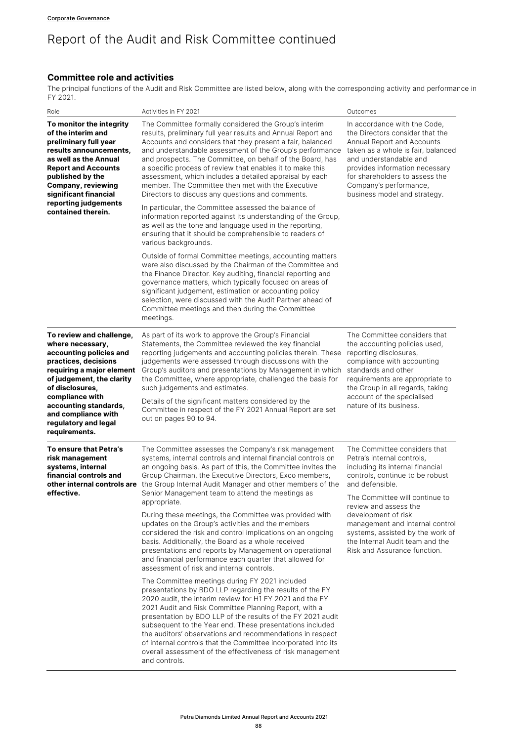# Report of the Audit and Risk Committee continued

## Committee role and activities

The principal functions of the Audit and Risk Committee are listed below, along with the corresponding activity and performance in FY 2021.

| Role | Activities in FY 2021 | Outcomes |
|---|---|---|
| **To monitor the integrity of the interim and preliminary full year results announcements, as well as the Annual Report and Accounts published by the Company, reviewing significant financial reporting judgements contained therein.** | The Committee formally considered the Group's interim results, preliminary full year results and Annual Report and Accounts and considers that they present a fair, balanced and understandable assessment of the Group's performance and prospects. The Committee, on behalf of the Board, has a specific process of review that enables it to make this assessment, which includes a detailed appraisal by each member. The Committee then met with the Executive Directors to discuss any questions and comments.<br><br>In particular, the Committee assessed the balance of information reported against its understanding of the Group, as well as the tone and language used in the reporting, ensuring that it should be comprehensible to readers of various backgrounds.<br><br>Outside of formal Committee meetings, accounting matters were also discussed by the Chairman of the Committee and the Finance Director. Key auditing, financial reporting and governance matters, which typically focused on areas of significant judgement, estimation or accounting policy selection, were discussed with the Audit Partner ahead of Committee meetings and then during the Committee meetings. | In accordance with the Code, the Directors consider that the Annual Report and Accounts taken as a whole is fair, balanced and understandable and provides information necessary for shareholders to assess the Company's performance, business model and strategy. |
| **To review and challenge, where necessary, accounting policies and practices, decisions requiring a major element of judgement, the clarity of disclosures, compliance with accounting standards, and compliance with regulatory and legal requirements.** | As part of its work to approve the Group's Financial Statements, the Committee reviewed the key financial reporting judgements and accounting policies therein. These judgements were assessed through discussions with the Group's auditors and presentations by Management in which the Committee, where appropriate, challenged the basis for such judgements and estimates.<br><br>Details of the significant matters considered by the Committee in respect of the FY 2021 Annual Report are set out on pages 90 to 94. | The Committee considers that the accounting policies used, reporting disclosures, compliance with accounting standards and other requirements are appropriate to the Group in all regards, taking account of the specialised nature of its business. |
| **To ensure that Petra's risk management systems, internal financial controls and other internal controls are effective.** | The Committee assesses the Company's risk management systems, internal controls and internal financial controls on an ongoing basis. As part of this, the Committee invites the Group Chairman, the Executive Directors, Exco members, the Group Internal Audit Manager and other members of the Senior Management team to attend the meetings as appropriate.<br><br>During these meetings, the Committee was provided with updates on the Group's activities and the members considered the risk and control implications on an ongoing basis. Additionally, the Board as a whole received presentations and reports by Management on operational and financial performance each quarter that allowed for assessment of risk and internal controls.<br><br>The Committee meetings during FY 2021 included presentations by BDO LLP regarding the results of the FY 2020 audit, the interim review for H1 FY 2021 and the FY 2021 Audit and Risk Committee Planning Report, with a presentation by BDO LLP of the results of the FY 2021 audit subsequent to the Year end. These presentations included the auditors' observations and recommendations in respect of internal controls that the Committee incorporated into its overall assessment of the effectiveness of risk management and controls. | The Committee considers that Petra's internal controls, including its internal financial controls, continue to be robust and defensible.<br><br>The Committee will continue to review and assess the development of risk management and internal control systems, assisted by the work of the Internal Audit team and the Risk and Assurance function. |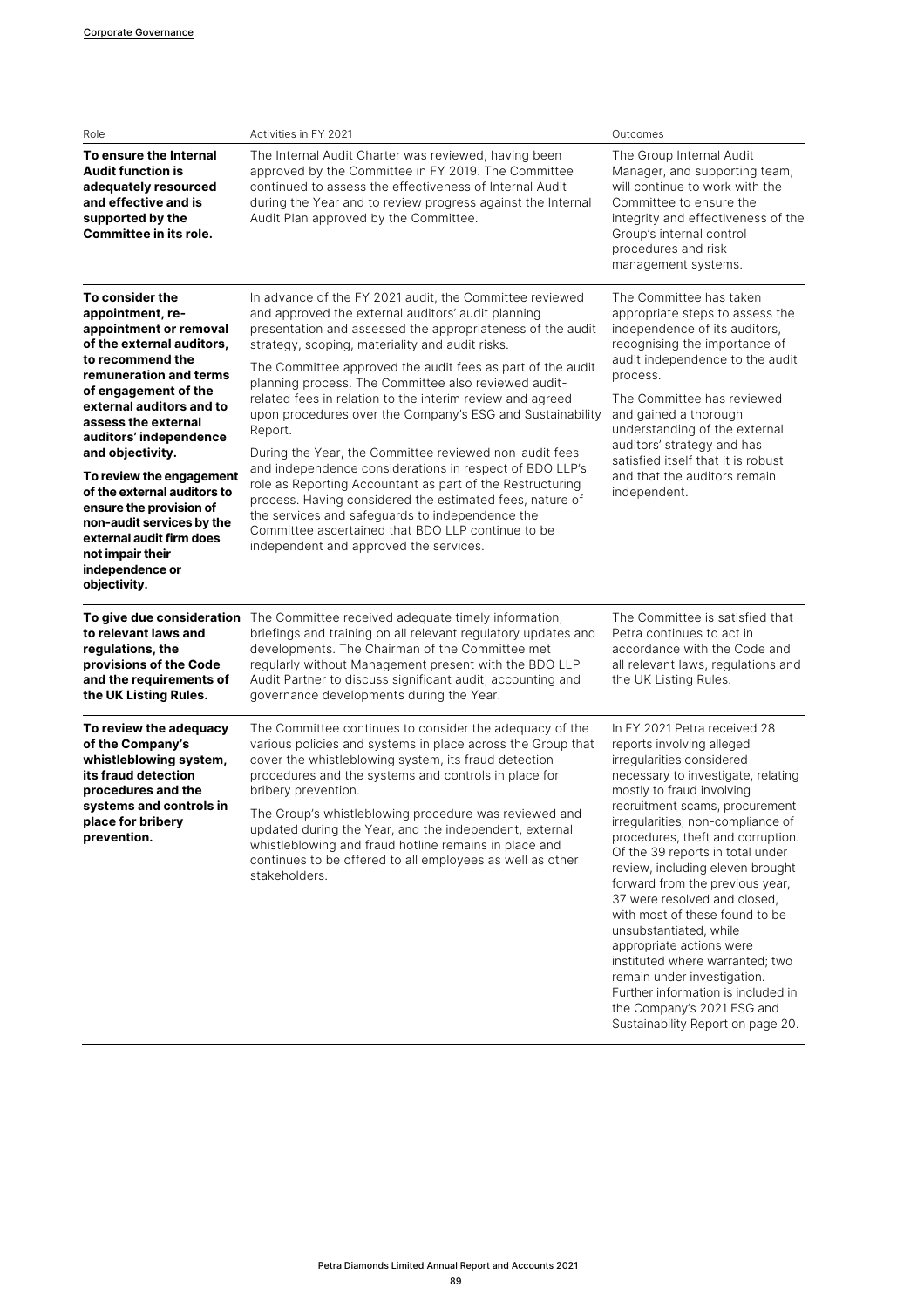| Role | Activities in FY 2021 | Outcomes |
|---|---|---|
| **To ensure the Internal Audit function is adequately resourced and effective and is supported by the Committee in its role.** | The Internal Audit Charter was reviewed, having been approved by the Committee in FY 2019. The Committee continued to assess the effectiveness of Internal Audit during the Year and to review progress against the Internal Audit Plan approved by the Committee. | The Group Internal Audit Manager, and supporting team, will continue to work with the Committee to ensure the integrity and effectiveness of the Group's internal control procedures and risk management systems. |
| **To consider the appointment, re-appointment or removal of the external auditors, to recommend the remuneration and terms of engagement of the external auditors and to assess the external auditors' independence and objectivity.**<br><br>**To review the engagement of the external auditors to ensure the provision of non-audit services by the external audit firm does not impair their independence or objectivity.** | In advance of the FY 2021 audit, the Committee reviewed and approved the external auditors' audit planning presentation and assessed the appropriateness of the audit strategy, scoping, materiality and audit risks.<br><br>The Committee approved the audit fees as part of the audit planning process. The Committee also reviewed audit-related fees in relation to the interim review and agreed upon procedures over the Company's ESG and Sustainability Report.<br><br>During the Year, the Committee reviewed non-audit fees and independence considerations in respect of BDO LLP's role as Reporting Accountant as part of the Restructuring process. Having considered the estimated fees, nature of the services and safeguards to independence the Committee ascertained that BDO LLP continue to be independent and approved the services. | The Committee has taken appropriate steps to assess the independence of its auditors, recognising the importance of audit independence to the audit process.<br><br>The Committee has reviewed and gained a thorough understanding of the external auditors' strategy and has satisfied itself that it is robust and that the auditors remain independent. |
| **To give due consideration to relevant laws and regulations, the provisions of the Code and the requirements of the UK Listing Rules.** | The Committee received adequate timely information, briefings and training on all relevant regulatory updates and developments. The Chairman of the Committee met regularly without Management present with the BDO LLP Audit Partner to discuss significant audit, accounting and governance developments during the Year. | The Committee is satisfied that Petra continues to act in accordance with the Code and all relevant laws, regulations and the UK Listing Rules. |
| **To review the adequacy of the Company's whistleblowing system, its fraud detection procedures and the systems and controls in place for bribery prevention.** | The Committee continues to consider the adequacy of the various policies and systems in place across the Group that cover the whistleblowing system, its fraud detection procedures and the systems and controls in place for bribery prevention.<br><br>The Group's whistleblowing procedure was reviewed and updated during the Year, and the independent, external whistleblowing and fraud hotline remains in place and continues to be offered to all employees as well as other stakeholders. | In FY 2021 Petra received 28 reports involving alleged irregularities considered necessary to investigate, relating mostly to fraud involving recruitment scams, procurement irregularities, non-compliance of procedures, theft and corruption. Of the 39 reports in total under review, including eleven brought forward from the previous year, 37 were resolved and closed, with most of these found to be unsubstantiated, while appropriate actions were instituted where warranted; two remain under investigation. Further information is included in the Company's 2021 ESG and Sustainability Report on page 20. |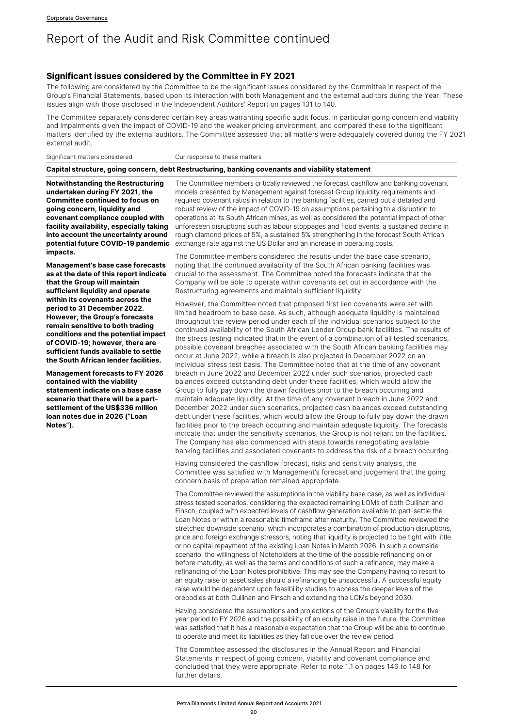# Report of the Audit and Risk Committee continued

## Significant issues considered by the Committee in FY 2021

The following are considered by the Committee to be the significant issues considered by the Committee in respect of the Group's Financial Statements, based upon its interaction with both Management and the external auditors during the Year. These issues align with those disclosed in the Independent Auditors' Report on pages 131 to 140.

The Committee separately considered certain key areas warranting specific audit focus, in particular going concern and viability and impairments given the impact of COVID-19 and the weaker pricing environment, and compared these to the significant matters identified by the external auditors. The Committee assessed that all matters were adequately covered during the FY 2021 external audit.

| Significant matters considered | Our response to these matters |
|---|---|
| **Capital structure, going concern, debt Restructuring, banking covenants and viability statement** | |
| **Notwithstanding the Restructuring undertaken during FY 2021, the Committee continued to focus on going concern, liquidity and covenant compliance coupled with facility availability, especially taking into account the uncertainty around potential future COVID-19 pandemic impacts.**<br><br>**Management's base case forecasts as at the date of this report indicate that the Group will maintain sufficient liquidity and operate within its covenants across the period to 31 December 2022. However, the Group's forecasts remain sensitive to both trading conditions and the potential impact of COVID-19; however, there are sufficient funds available to settle the South African lender facilities.**<br><br>**Management forecasts to FY 2026 contained with the viability statement indicate on a base case scenario that there will be a part-settlement of the US$336 million loan notes due in 2026 ("Loan Notes").** | The Committee members critically reviewed the forecast cashflow and banking covenant models presented by Management against forecast Group liquidity requirements and required covenant ratios in relation to the banking facilities, carried out a detailed and robust review of the impact of COVID-19 on assumptions pertaining to a disruption to operations at its South African mines, as well as considered the potential impact of other unforeseen disruptions such as labour stoppages and flood events, a sustained decline in rough diamond prices of 5%, a sustained 5% strengthening in the forecast South African exchange rate against the US Dollar and an increase in operating costs.<br><br>The Committee members considered the results under the base case scenario, noting that the continued availability of the South African banking facilities was crucial to the assessment. The Committee noted the forecasts indicate that the Company will be able to operate within covenants set out in accordance with the Restructuring agreements and maintain sufficient liquidity.<br><br>However, the Committee noted that proposed first lien covenants were set with limited headroom to base case. As such, although adequate liquidity is maintained throughout the review period under each of the individual scenarios subject to the continued availability of the South African Lender Group bank facilities. The results of the stress testing indicated that in the event of a combination of all tested scenarios, possible covenant breaches associated with the South African banking facilities may occur at June 2022, while a breach is also projected in December 2022 on an individual stress test basis. The Committee noted that at the time of any covenant breach in June 2022 and December 2022 under such scenarios, projected cash balances exceed outstanding debt under these facilities, which would allow the Group to fully pay down the drawn facilities prior to the breach occurring and maintain adequate liquidity. At the time of any covenant breach in June 2022 and December 2022 under such scenarios, projected cash balances exceed outstanding debt under these facilities, which would allow the Group to fully pay down the drawn facilities prior to the breach occurring and maintain adequate liquidity. The forecasts indicate that under the sensitivity scenarios, the Group is not reliant on the facilities. The Company has also commenced with steps towards renegotiating available banking facilities and associated covenants to address the risk of a breach occurring.<br><br>Having considered the cashflow forecast, risks and sensitivity analysis, the Committee was satisfied with Management's forecast and judgement that the going concern basis of preparation remained appropriate.<br><br>The Committee reviewed the assumptions in the viability base case, as well as individual stress tested scenarios, considering the expected remaining LOMs of both Cullinan and Finsch, coupled with expected levels of cashflow generation available to part-settle the Loan Notes or within a reasonable timeframe after maturity. The Committee reviewed the stretched downside scenario, which incorporates a combination of production disruptions, price and foreign exchange stressors, noting that liquidity is projected to be tight with little or no capital repayment of the existing Loan Notes in March 2026. In such a downside scenario, the willingness of Noteholders at the time of the possible refinancing on or before maturity, as well as the terms and conditions of such a refinance, may make a refinancing of the Loan Notes prohibitive. This may see the Company having to resort to an equity raise or asset sales should a refinancing be unsuccessful. A successful equity raise would be dependent upon feasibility studies to access the deeper levels of the orebodies at both Cullinan and Finsch and extending the LOMs beyond 2030.<br><br>Having considered the assumptions and projections of the Group's viability for the five-year period to FY 2026 and the possibility of an equity raise in the future, the Committee was satisfied that it has a reasonable expectation that the Group will be able to continue to operate and meet its liabilities as they fall due over the review period.<br><br>The Committee assessed the disclosures in the Annual Report and Financial Statements in respect of going concern, viability and covenant compliance and concluded that they were appropriate. Refer to note 1.1 on pages 146 to 148 for further details. |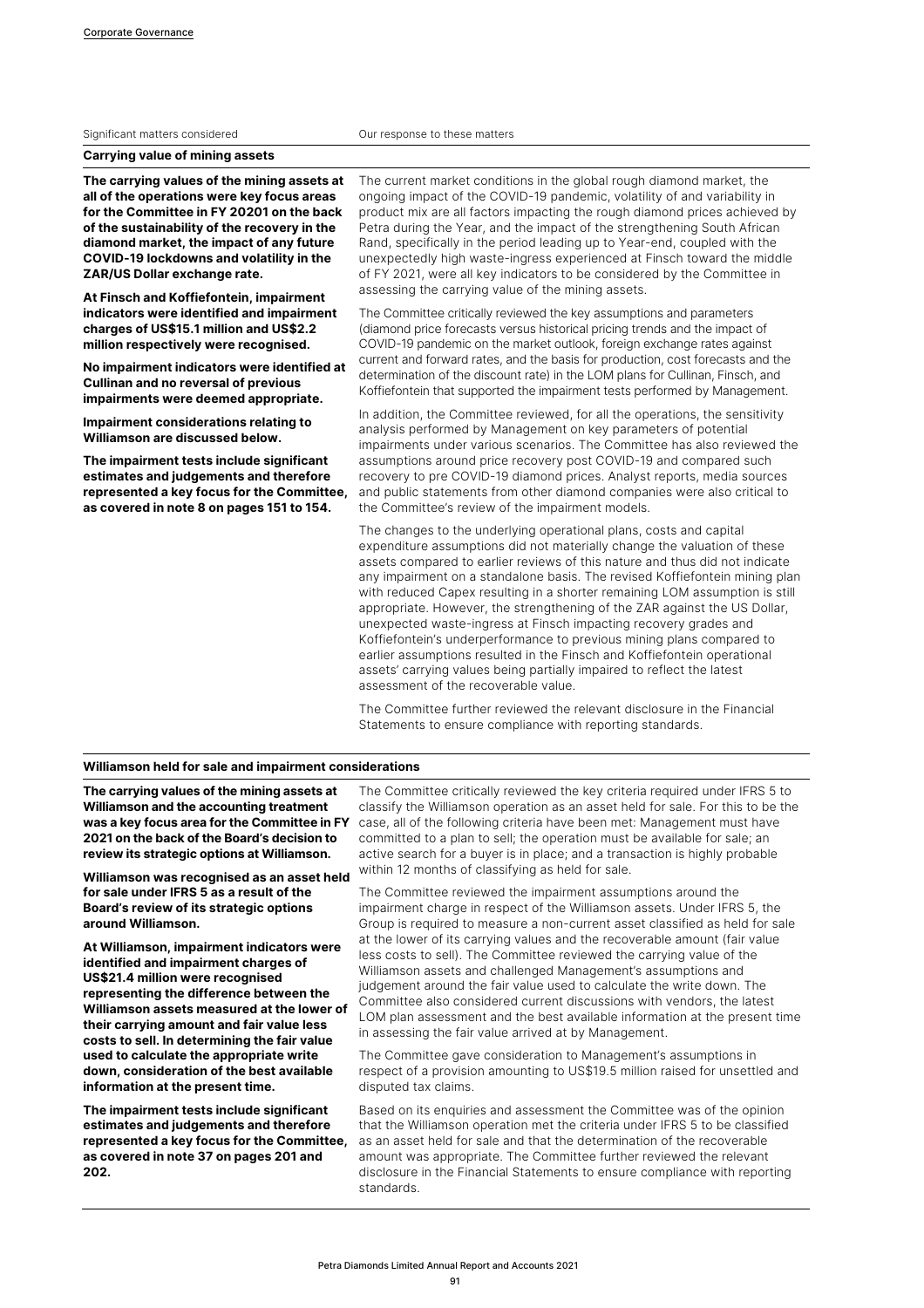| Significant matters considered | Our response to these matters |
|---|---|
| **Carrying value of mining assets** | |
| **The carrying values of the mining assets at all of the operations were key focus areas for the Committee in FY 20201 on the back of the sustainability of the recovery in the diamond market, the impact of any future COVID-19 lockdowns and volatility in the ZAR/US Dollar exchange rate.**<br><br>**At Finsch and Koffiefontein, impairment indicators were identified and impairment charges of US$15.1 million and US$2.2 million respectively were recognised.**<br><br>**No impairment indicators were identified at Cullinan and no reversal of previous impairments were deemed appropriate.**<br><br>**Impairment considerations relating to Williamson are discussed below.**<br><br>**The impairment tests include significant estimates and judgements and therefore represented a key focus for the Committee, as covered in note 8 on pages 151 to 154.** | The current market conditions in the global rough diamond market, the ongoing impact of the COVID-19 pandemic, volatility of and variability in product mix are all factors impacting the rough diamond prices achieved by Petra during the Year, and the impact of the strengthening South African Rand, specifically in the period leading up to Year-end, coupled with the unexpectedly high waste-ingress experienced at Finsch toward the middle of FY 2021, were all key indicators to be considered by the Committee in assessing the carrying value of the mining assets.<br><br>The Committee critically reviewed the key assumptions and parameters (diamond price forecasts versus historical pricing trends and the impact of COVID-19 pandemic on the market outlook, foreign exchange rates against current and forward rates, and the basis for production, cost forecasts and the determination of the discount rate) in the LOM plans for Cullinan, Finsch, and Koffiefontein that supported the impairment tests performed by Management.<br><br>In addition, the Committee reviewed, for all the operations, the sensitivity analysis performed by Management on key parameters of potential impairments under various scenarios. The Committee has also reviewed the assumptions around price recovery post COVID-19 and compared such recovery to pre COVID-19 diamond prices. Analyst reports, media sources and public statements from other diamond companies were also critical to the Committee's review of the impairment models.<br><br>The changes to the underlying operational plans, costs and capital expenditure assumptions did not materially change the valuation of these assets compared to earlier reviews of this nature and thus did not indicate any impairment on a standalone basis. The revised Koffiefontein mining plan with reduced Capex resulting in a shorter remaining LOM assumption is still appropriate. However, the strengthening of the ZAR against the US Dollar, unexpected waste-ingress at Finsch impacting recovery grades and Koffiefontein's underperformance to previous mining plans compared to earlier assumptions resulted in the Finsch and Koffiefontein operational assets' carrying values being partially impaired to reflect the latest assessment of the recoverable value.<br><br>The Committee further reviewed the relevant disclosure in the Financial Statements to ensure compliance with reporting standards. |
| **Williamson held for sale and impairment considerations** | |
| **The carrying values of the mining assets at Williamson and the accounting treatment was a key focus area for the Committee in FY 2021 on the back of the Board's decision to review its strategic options at Williamson.**<br><br>**Williamson was recognised as an asset held for sale under IFRS 5 as a result of the Board's review of its strategic options around Williamson.**<br><br>**At Williamson, impairment indicators were identified and impairment charges of US$21.4 million were recognised representing the difference between the Williamson assets measured at the lower of their carrying amount and fair value less costs to sell. In determining the fair value used to calculate the appropriate write down, consideration of the best available information at the present time.**<br><br>**The impairment tests include significant estimates and judgements and therefore represented a key focus for the Committee, as covered in note 37 on pages 201 and 202.** | The Committee critically reviewed the key criteria required under IFRS 5 to classify the Williamson operation as an asset held for sale. For this to be the case, all of the following criteria have been met: Management must have committed to a plan to sell; the operation must be available for sale; an active search for a buyer is in place; and a transaction is highly probable within 12 months of classifying as held for sale.<br><br>The Committee reviewed the impairment assumptions around the impairment charge in respect of the Williamson assets. Under IFRS 5, the Group is required to measure a non-current asset classified as held for sale at the lower of its carrying values and the recoverable amount (fair value less costs to sell). The Committee reviewed the carrying value of the Williamson assets and challenged Management's assumptions and judgement around the fair value used to calculate the write down. The Committee also considered current discussions with vendors, the latest LOM plan assessment and the best available information at the present time in assessing the fair value arrived at by Management.<br><br>The Committee gave consideration to Management's assumptions in respect of a provision amounting to US$19.5 million raised for unsettled and disputed tax claims.<br><br>Based on its enquiries and assessment the Committee was of the opinion that the Williamson operation met the criteria under IFRS 5 to be classified as an asset held for sale and that the determination of the recoverable amount was appropriate. The Committee further reviewed the relevant disclosure in the Financial Statements to ensure compliance with reporting standards. |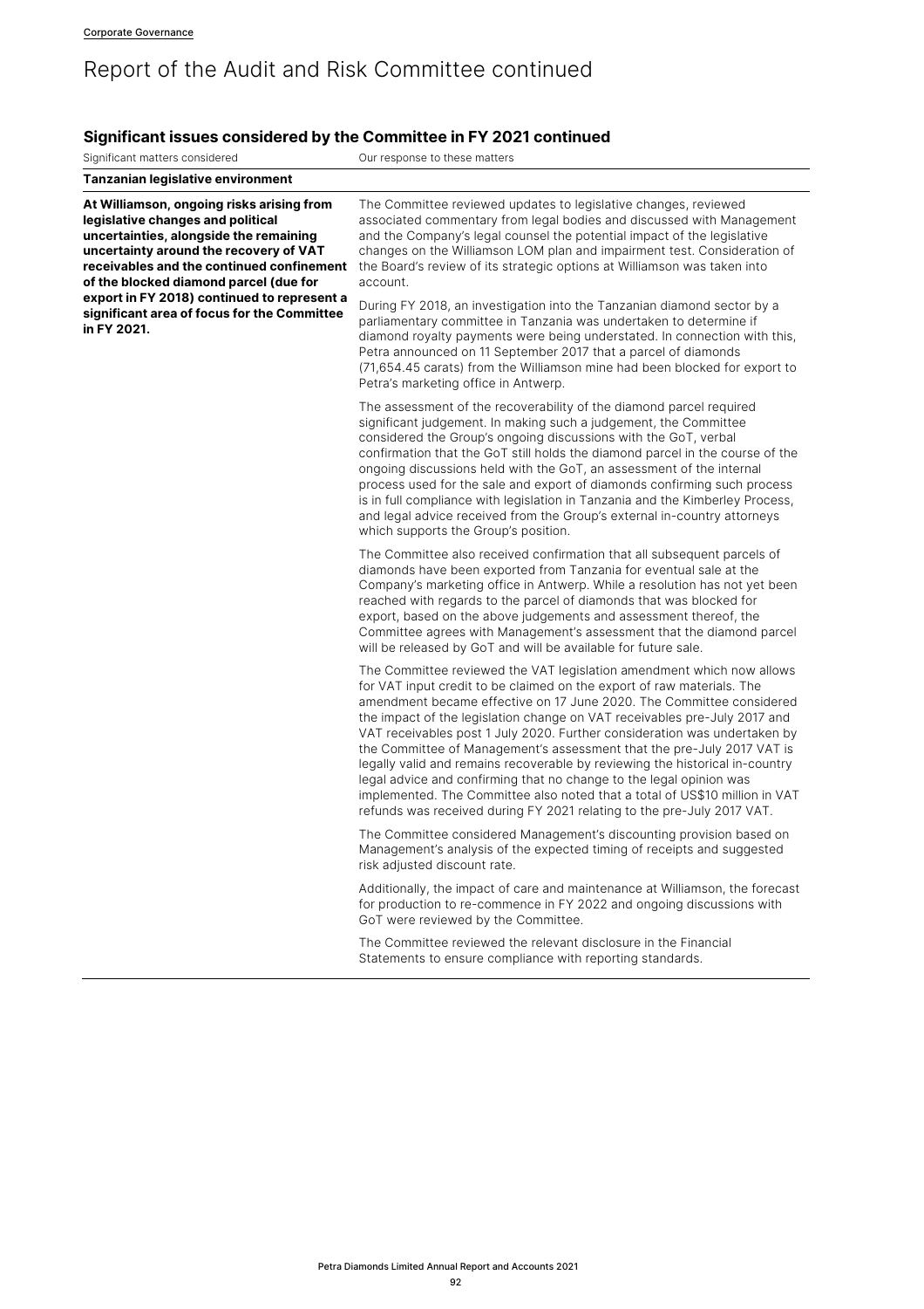# Report of the Audit and Risk Committee continued

## Significant issues considered by the Committee in FY 2021 continued

| Significant matters considered | Our response to these matters |
|---|---|
| **Tanzanian legislative environment** | |
| **At Williamson, ongoing risks arising from legislative changes and political uncertainties, alongside the remaining uncertainty around the recovery of VAT receivables and the continued confinement of the blocked diamond parcel (due for export in FY 2018) continued to represent a significant area of focus for the Committee in FY 2021.** | The Committee reviewed updates to legislative changes, reviewed associated commentary from legal bodies and discussed with Management and the Company's legal counsel the potential impact of the legislative changes on the Williamson LOM plan and impairment test. Consideration of the Board's review of its strategic options at Williamson was taken into account.<br><br>During FY 2018, an investigation into the Tanzanian diamond sector by a parliamentary committee in Tanzania was undertaken to determine if diamond royalty payments were being understated. In connection with this, Petra announced on 11 September 2017 that a parcel of diamonds (71,654.45 carats) from the Williamson mine had been blocked for export to Petra's marketing office in Antwerp.<br><br>The assessment of the recoverability of the diamond parcel required significant judgement. In making such a judgement, the Committee considered the Group's ongoing discussions with the GoT, verbal confirmation that the GoT still holds the diamond parcel in the course of the ongoing discussions held with the GoT, an assessment of the internal process used for the sale and export of diamonds confirming such process is in full compliance with legislation in Tanzania and the Kimberley Process, and legal advice received from the Group's external in-country attorneys which supports the Group's position.<br><br>The Committee also received confirmation that all subsequent parcels of diamonds have been exported from Tanzania for eventual sale at the Company's marketing office in Antwerp. While a resolution has not yet been reached with regards to the parcel of diamonds that was blocked for export, based on the above judgements and assessment thereof, the Committee agrees with Management's assessment that the diamond parcel will be released by GoT and will be available for future sale.<br><br>The Committee reviewed the VAT legislation amendment which now allows for VAT input credit to be claimed on the export of raw materials. The amendment became effective on 17 June 2020. The Committee considered the impact of the legislation change on VAT receivables pre-July 2017 and VAT receivables post 1 July 2020. Further consideration was undertaken by the Committee of Management's assessment that the pre-July 2017 VAT is legally valid and remains recoverable by reviewing the historical in-country legal advice and confirming that no change to the legal opinion was implemented. The Committee also noted that a total of US$10 million in VAT refunds was received during FY 2021 relating to the pre-July 2017 VAT.<br><br>The Committee considered Management's discounting provision based on Management's analysis of the expected timing of receipts and suggested risk adjusted discount rate.<br><br>Additionally, the impact of care and maintenance at Williamson, the forecast for production to re-commence in FY 2022 and ongoing discussions with GoT were reviewed by the Committee.<br><br>The Committee reviewed the relevant disclosure in the Financial Statements to ensure compliance with reporting standards. |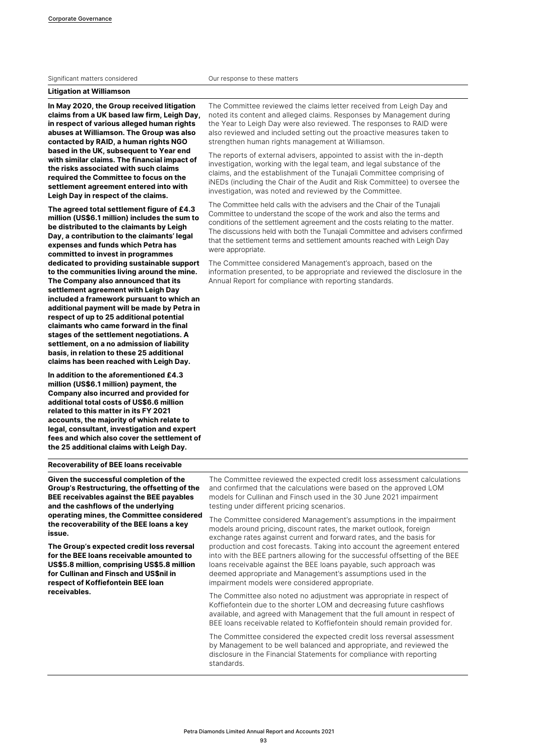| Significant matters considered | Our response to these matters |
|---|---|
| **Litigation at Williamson** | |
| **In May 2020, the Group received litigation claims from a UK based law firm, Leigh Day, in respect of various alleged human rights abuses at Williamson. The Group was also contacted by RAID, a human rights NGO based in the UK, subsequent to Year end with similar claims. The financial impact of the risks associated with such claims required the Committee to focus on the settlement agreement entered into with Leigh Day in respect of the claims.**<br><br>**The agreed total settlement figure of £4.3 million (US$6.1 million) includes the sum to be distributed to the claimants by Leigh Day, a contribution to the claimants' legal expenses and funds which Petra has committed to invest in programmes dedicated to providing sustainable support to the communities living around the mine. The Company also announced that its settlement agreement with Leigh Day included a framework pursuant to which an additional payment will be made by Petra in respect of up to 25 additional potential claimants who came forward in the final stages of the settlement negotiations. A settlement, on a no admission of liability basis, in relation to these 25 additional claims has been reached with Leigh Day.**<br><br>**In addition to the aforementioned £4.3 million (US$6.1 million) payment, the Company also incurred and provided for additional total costs of US$6.6 million related to this matter in its FY 2021 accounts, the majority of which relate to legal, consultant, investigation and expert fees and which also cover the settlement of the 25 additional claims with Leigh Day.** | The Committee reviewed the claims letter received from Leigh Day and noted its content and alleged claims. Responses by Management during the Year to Leigh Day were also reviewed. The responses to RAID were also reviewed and included setting out the proactive measures taken to strengthen human rights management at Williamson.<br><br>The reports of external advisers, appointed to assist with the in-depth investigation, working with the legal team, and legal substance of the claims, and the establishment of the Tunajali Committee comprising of iNEDs (including the Chair of the Audit and Risk Committee) to oversee the investigation, was noted and reviewed by the Committee.<br><br>The Committee held calls with the advisers and the Chair of the Tunajali Committee to understand the scope of the work and also the terms and conditions of the settlement agreement and the costs relating to the matter. The discussions held with both the Tunajali Committee and advisers confirmed that the settlement terms and settlement amounts reached with Leigh Day were appropriate.<br><br>The Committee considered Management's approach, based on the information presented, to be appropriate and reviewed the disclosure in the Annual Report for compliance with reporting standards. |
| **Recoverability of BEE loans receivable** | |
| **Given the successful completion of the Group's Restructuring, the offsetting of the BEE receivables against the BEE payables and the cashflows of the underlying operating mines, the Committee considered the recoverability of the BEE loans a key issue.**<br><br>**The Group's expected credit loss reversal for the BEE loans receivable amounted to US$5.8 million, comprising US$5.8 million for Cullinan and Finsch and US$nil in respect of Koffiefontein BEE loan receivables.** | The Committee reviewed the expected credit loss assessment calculations and confirmed that the calculations were based on the approved LOM models for Cullinan and Finsch used in the 30 June 2021 impairment testing under different pricing scenarios.<br><br>The Committee considered Management's assumptions in the impairment models around pricing, discount rates, the market outlook, foreign exchange rates against current and forward rates, and the basis for production and cost forecasts. Taking into account the agreement entered into with the BEE partners allowing for the successful offsetting of the BEE loans receivable against the BEE loans payable, such approach was deemed appropriate and Management's assumptions used in the impairment models were considered appropriate.<br><br>The Committee also noted no adjustment was appropriate in respect of Koffiefontein due to the shorter LOM and decreasing future cashflows available, and agreed with Management that the full amount in respect of BEE loans receivable related to Koffiefontein should remain provided for.<br><br>The Committee considered the expected credit loss reversal assessment by Management to be well balanced and appropriate, and reviewed the disclosure in the Financial Statements for compliance with reporting standards. |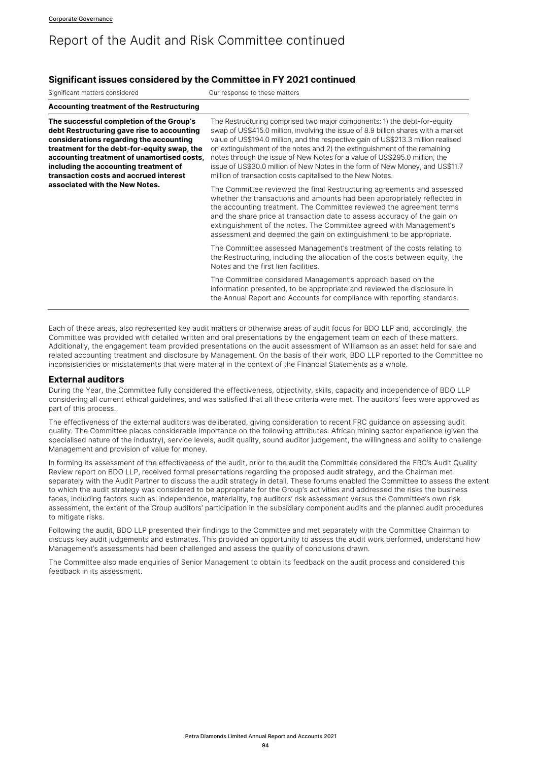# Report of the Audit and Risk Committee continued

## Significant issues considered by the Committee in FY 2021 continued

| Significant matters considered | Our response to these matters |
|---|---|
| **Accounting treatment of the Restructuring** | |
| **The successful completion of the Group's debt Restructuring gave rise to accounting considerations regarding the accounting treatment for the debt-for-equity swap, the accounting treatment of unamortised costs, including the accounting treatment of transaction costs and accrued interest associated with the New Notes.** | The Restructuring comprised two major components: 1) the debt-for-equity swap of US$415.0 million, involving the issue of 8.9 billion shares with a market value of US$194.0 million, and the respective gain of US$213.3 million realised on extinguishment of the notes and 2) the extinguishment of the remaining notes through the issue of New Notes for a value of US$295.0 million, the issue of US$30.0 million of New Notes in the form of New Money, and US$11.7 million of transaction costs capitalised to the New Notes.<br><br>The Committee reviewed the final Restructuring agreements and assessed whether the transactions and amounts had been appropriately reflected in the accounting treatment. The Committee reviewed the agreement terms and the share price at transaction date to assess accuracy of the gain on extinguishment of the notes. The Committee agreed with Management's assessment and deemed the gain on extinguishment to be appropriate.<br><br>The Committee assessed Management's treatment of the costs relating to the Restructuring, including the allocation of the costs between equity, the Notes and the first lien facilities.<br><br>The Committee considered Management's approach based on the information presented, to be appropriate and reviewed the disclosure in the Annual Report and Accounts for compliance with reporting standards. |

Each of these areas, also represented key audit matters or otherwise areas of audit focus for BDO LLP and, accordingly, the Committee was provided with detailed written and oral presentations by the engagement team on each of these matters. Additionally, the engagement team provided presentations on the audit assessment of Williamson as an asset held for sale and related accounting treatment and disclosure by Management. On the basis of their work, BDO LLP reported to the Committee no inconsistencies or misstatements that were material in the context of the Financial Statements as a whole.

## External auditors

During the Year, the Committee fully considered the effectiveness, objectivity, skills, capacity and independence of BDO LLP considering all current ethical guidelines, and was satisfied that all these criteria were met. The auditors' fees were approved as part of this process.

The effectiveness of the external auditors was deliberated, giving consideration to recent FRC guidance on assessing audit quality. The Committee places considerable importance on the following attributes: African mining sector experience (given the specialised nature of the industry), service levels, audit quality, sound auditor judgement, the willingness and ability to challenge Management and provision of value for money.

In forming its assessment of the effectiveness of the audit, prior to the audit the Committee considered the FRC's Audit Quality Review report on BDO LLP, received formal presentations regarding the proposed audit strategy, and the Chairman met separately with the Audit Partner to discuss the audit strategy in detail. These forums enabled the Committee to assess the extent to which the audit strategy was considered to be appropriate for the Group's activities and addressed the risks the business faces, including factors such as: independence, materiality, the auditors' risk assessment versus the Committee's own risk assessment, the extent of the Group auditors' participation in the subsidiary component audits and the planned audit procedures to mitigate risks.

Following the audit, BDO LLP presented their findings to the Committee and met separately with the Committee Chairman to discuss key audit judgements and estimates. This provided an opportunity to assess the audit work performed, understand how Management's assessments had been challenged and assess the quality of conclusions drawn.

The Committee also made enquiries of Senior Management to obtain its feedback on the audit process and considered this feedback in its assessment.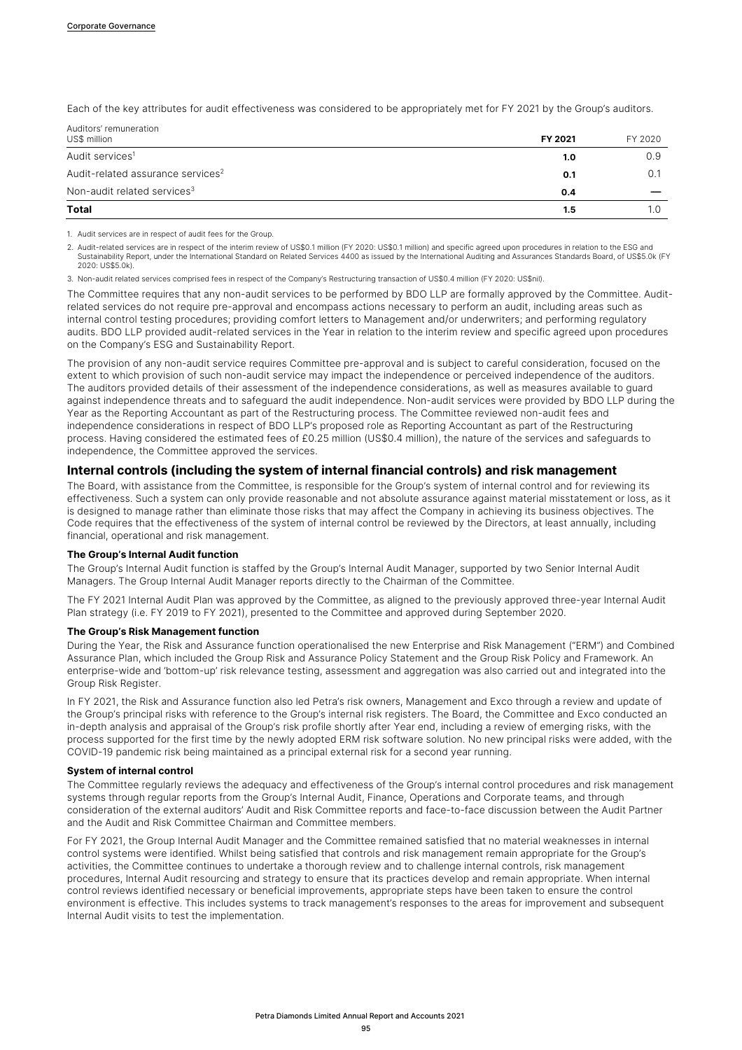Each of the key attributes for audit effectiveness was considered to be appropriately met for FY 2021 by the Group's auditors.

| Auditors' remuneration US$ million | FY 2021 | FY 2020 |
|---|---|---|
| Audit services[1] | 1.0 | 0.9 |
| Audit-related assurance services[2] | 0.1 | 0.1 |
| Non-audit related services[3] | 0.4 | — |
| **Total** | 1.5 | 1.0 |

1. Audit services are in respect of audit fees for the Group.

2. Audit-related services are in respect of the interim review of US$0.1 million (FY 2020: US$0.1 million) and specific agreed upon procedures in relation to the ESG and Sustainability Report, under the International Standard on Related Services 4400 as issued by the International Auditing and Assurances Standards Board, of US$5.0k (FY 2020: US$5.0k).

3. Non-audit related services comprised fees in respect of the Company's Restructuring transaction of US$0.4 million (FY 2020: US$nil).

The Committee requires that any non-audit services to be performed by BDO LLP are formally approved by the Committee. Audit-related services do not require pre-approval and encompass actions necessary to perform an audit, including areas such as internal control testing procedures; providing comfort letters to Management and/or underwriters; and performing regulatory audits. BDO LLP provided audit-related services in the Year in relation to the interim review and specific agreed upon procedures on the Company's ESG and Sustainability Report.

The provision of any non-audit service requires Committee pre-approval and is subject to careful consideration, focused on the extent to which provision of such non-audit service may impact the independence or perceived independence of the auditors. The auditors provided details of their assessment of the independence considerations, as well as measures available to guard against independence threats and to safeguard the audit independence. Non-audit services were provided by BDO LLP during the Year as the Reporting Accountant as part of the Restructuring process. The Committee reviewed non-audit fees and independence considerations in respect of BDO LLP's proposed role as Reporting Accountant as part of the Restructuring process. Having considered the estimated fees of £0.25 million (US$0.4 million), the nature of the services and safeguards to independence, the Committee approved the services.

## Internal controls (including the system of internal financial controls) and risk management

The Board, with assistance from the Committee, is responsible for the Group's system of internal control and for reviewing its effectiveness. Such a system can only provide reasonable and not absolute assurance against material misstatement or loss, as it is designed to manage rather than eliminate those risks that may affect the Company in achieving its business objectives. The Code requires that the effectiveness of the system of internal control be reviewed by the Directors, at least annually, including financial, operational and risk management.

**The Group's Internal Audit function**

The Group's Internal Audit function is staffed by the Group's Internal Audit Manager, supported by two Senior Internal Audit Managers. The Group Internal Audit Manager reports directly to the Chairman of the Committee.

The FY 2021 Internal Audit Plan was approved by the Committee, as aligned to the previously approved three-year Internal Audit Plan strategy (i.e. FY 2019 to FY 2021), presented to the Committee and approved during September 2020.

**The Group's Risk Management function**

During the Year, the Risk and Assurance function operationalised the new Enterprise and Risk Management ("ERM") and Combined Assurance Plan, which included the Group Risk and Assurance Policy Statement and the Group Risk Policy and Framework. An enterprise-wide and 'bottom-up' risk relevance testing, assessment and aggregation was also carried out and integrated into the Group Risk Register.

In FY 2021, the Risk and Assurance function also led Petra's risk owners, Management and Exco through a review and update of the Group's principal risks with reference to the Group's internal risk registers. The Board, the Committee and Exco conducted an in-depth analysis and appraisal of the Group's risk profile shortly after Year end, including a review of emerging risks, with the process supported for the first time by the newly adopted ERM risk software solution. No new principal risks were added, with the COVID-19 pandemic risk being maintained as a principal external risk for a second year running.

**System of internal control**

The Committee regularly reviews the adequacy and effectiveness of the Group's internal control procedures and risk management systems through regular reports from the Group's Internal Audit, Finance, Operations and Corporate teams, and through consideration of the external auditors' Audit and Risk Committee reports and face-to-face discussion between the Audit Partner and the Audit and Risk Committee Chairman and Committee members.

For FY 2021, the Group Internal Audit Manager and the Committee remained satisfied that no material weaknesses in internal control systems were identified. Whilst being satisfied that controls and risk management remain appropriate for the Group's activities, the Committee continues to undertake a thorough review and to challenge internal controls, risk management procedures, Internal Audit resourcing and strategy to ensure that its practices develop and remain appropriate. When internal control reviews identified necessary or beneficial improvements, appropriate steps have been taken to ensure the control environment is effective. This includes systems to track management's responses to the areas for improvement and subsequent Internal Audit visits to test the implementation.